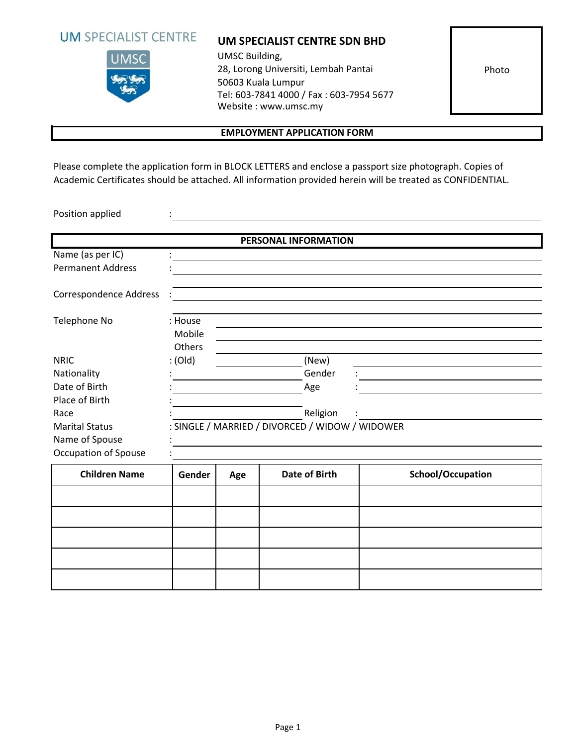UM SPECIALIST CENTRE

UMSC

**UM SPECIALIST CENTRE SDN BHD**
UMSC Building,
28, Lorong Universiti, Lembah Pantai
50603 Kuala Lumpur
Tel: 603-7841 4000 / Fax : 603-7954 5677
Website : www.umsc.my

Photo

## EMPLOYMENT APPLICATION FORM

Please complete the application form in BLOCK LETTERS and enclose a passport size photograph. Copies of Academic Certificates should be attached. All information provided herein will be treated as CONFIDENTIAL.

Position applied : ______________________________

## PERSONAL INFORMATION

Name (as per IC) : ______________________________

Permanent Address : ______________________________

______________________________

Correspondence Address : ______________________________

______________________________

Telephone No : House ______________________________

Mobile ______________________________

Others ______________________________

NRIC : (Old) ______________ (New) ______________

Nationality : ______________ Gender : ______________

Date of Birth : ______________ Age : ______________

Place of Birth : ______________

Race : ______________ Religion : ______________

Marital Status : SINGLE / MARRIED / DIVORCED / WIDOW / WIDOWER

Name of Spouse : ______________________________

Occupation of Spouse : ______________________________

| Children Name | Gender | Age | Date of Birth | School/Occupation |
| --- | --- | --- | --- | --- |
| | | | | |
| | | | | |
| | | | | |
| | | | | |
| | | | | |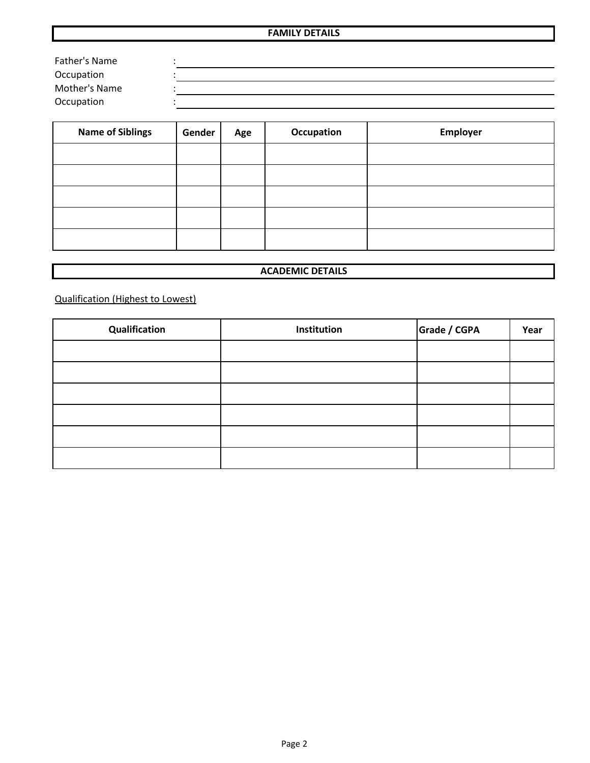## FAMILY DETAILS

Father's Name : ____________________

Occupation : ____________________

Mother's Name : ____________________

Occupation : ____________________

| Name of Siblings | Gender | Age | Occupation | Employer |
|---|---|---|---|---|
| | | | | |
| | | | | |
| | | | | |
| | | | | |
| | | | | |

## ACADEMIC DETAILS

<u>Qualification (Highest to Lowest)</u>

| Qualification | Institution | Grade / CGPA | Year |
|---|---|---|---|
| | | | |
| | | | |
| | | | |
| | | | |
| | | | |
| | | | |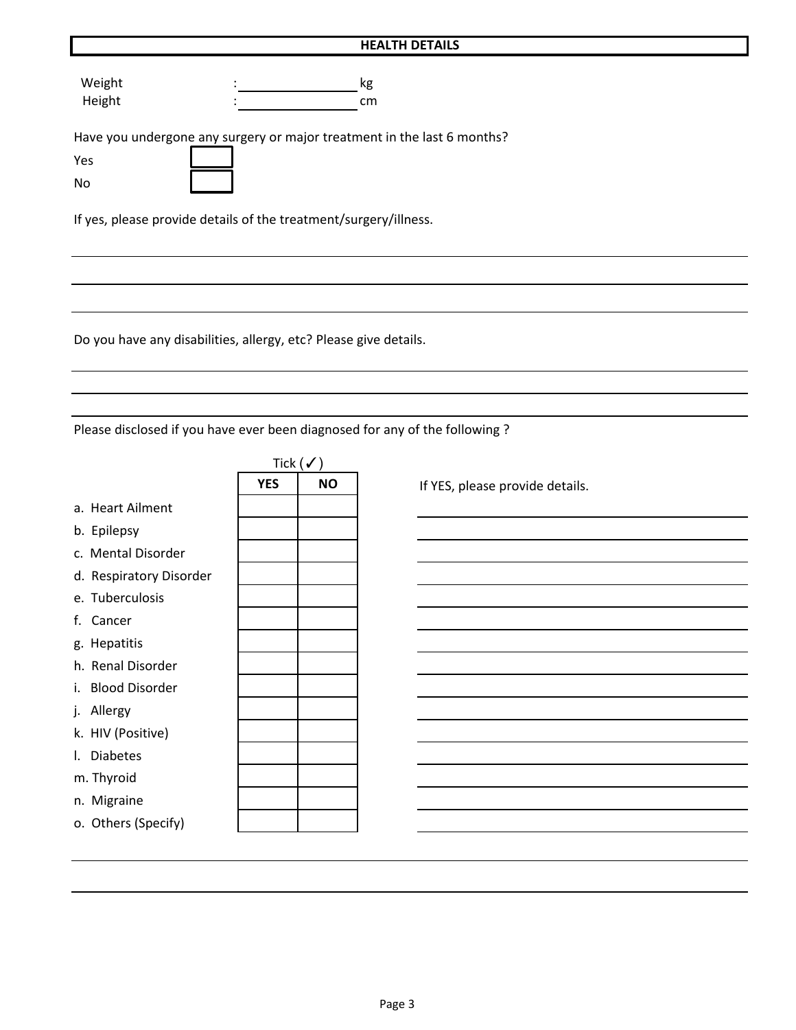## HEALTH DETAILS

Weight : ________________ kg

Height : ________________ cm

Have you undergone any surgery or major treatment in the last 6 months?

Yes ☐

No ☐

If yes, please provide details of the treatment/surgery/illness.

_______________________________________________

_______________________________________________

_______________________________________________

Do you have any disabilities, allergy, etc? Please give details.

_______________________________________________

_______________________________________________

_______________________________________________

Please disclosed if you have ever been diagnosed for any of the following ?

| | Tick (✓) | | |
|---|---|---|---|
| | YES | NO | If YES, please provide details. |
| a. Heart Ailment | | | |
| b. Epilepsy | | | |
| c. Mental Disorder | | | |
| d. Respiratory Disorder | | | |
| e. Tuberculosis | | | |
| f. Cancer | | | |
| g. Hepatitis | | | |
| h. Renal Disorder | | | |
| i. Blood Disorder | | | |
| j. Allergy | | | |
| k. HIV (Positive) | | | |
| l. Diabetes | | | |
| m. Thyroid | | | |
| n. Migraine | | | |
| o. Others (Specify) | | | |

_______________________________________________

_______________________________________________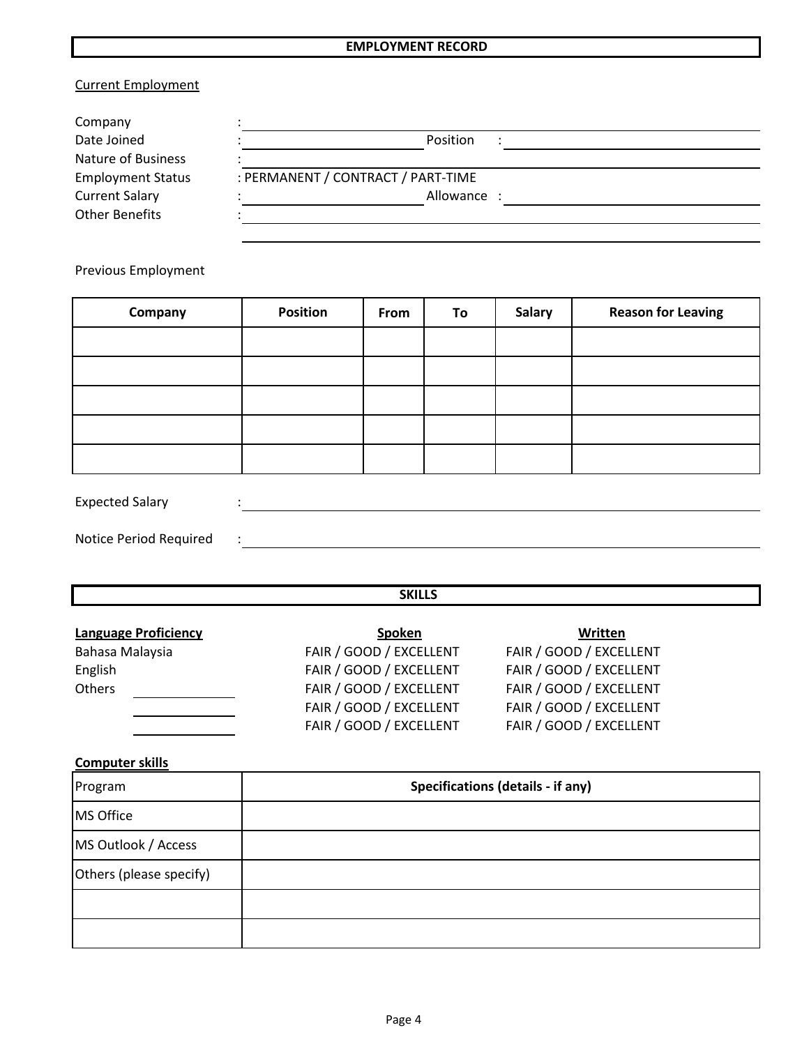## EMPLOYMENT RECORD

Current Employment

Company : ______________________________

Date Joined : ______________ Position : ______________

Nature of Business : ______________________________

Employment Status : PERMANENT / CONTRACT / PART-TIME

Current Salary : ______________ Allowance : ______________

Other Benefits : ______________________________

______________________________

Previous Employment

| Company | Position | From | To | Salary | Reason for Leaving |
|---|---|---|---|---|---|
| | | | | | |
| | | | | | |
| | | | | | |
| | | | | | |
| | | | | | |

Expected Salary : ______________________________

Notice Period Required : ______________________________

## SKILLS

| Language Proficiency | Spoken | Written |
|---|---|---|
| Bahasa Malaysia | FAIR / GOOD / EXCELLENT | FAIR / GOOD / EXCELLENT |
| English | FAIR / GOOD / EXCELLENT | FAIR / GOOD / EXCELLENT |
| Others ______________ | FAIR / GOOD / EXCELLENT | FAIR / GOOD / EXCELLENT |
| ______________ | FAIR / GOOD / EXCELLENT | FAIR / GOOD / EXCELLENT |
| ______________ | FAIR / GOOD / EXCELLENT | FAIR / GOOD / EXCELLENT |

**Computer skills**

| Program | Specifications (details - if any) |
|---|---|
| MS Office | |
| MS Outlook / Access | |
| Others (please specify) | |
| | |
| | |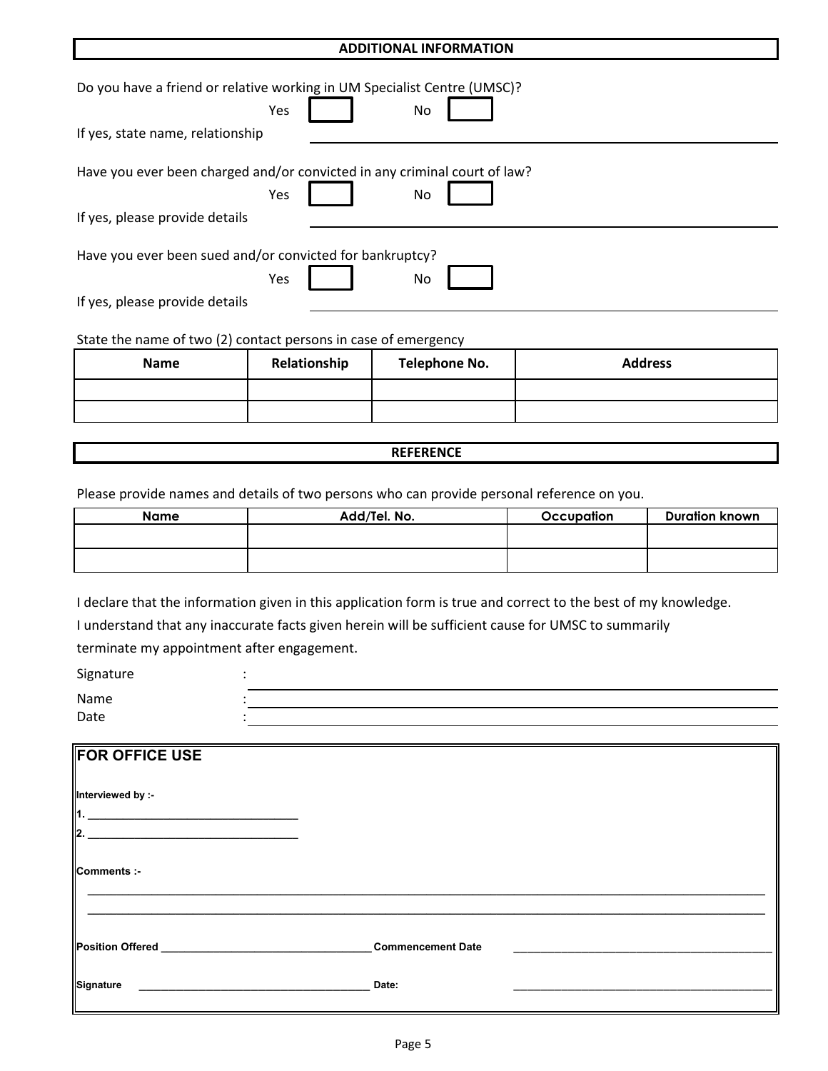## ADDITIONAL INFORMATION

Do you have a friend or relative working in UM Specialist Centre (UMSC)?

Yes ☐ No ☐

If yes, state name, relationship \_\_\_\_\_\_\_\_\_\_\_\_\_\_\_\_\_\_\_\_\_\_\_\_\_\_\_\_

Have you ever been charged and/or convicted in any criminal court of law?

Yes ☐ No ☐

If yes, please provide details \_\_\_\_\_\_\_\_\_\_\_\_\_\_\_\_\_\_\_\_\_\_\_\_\_\_\_\_

Have you ever been sued and/or convicted for bankruptcy?

Yes ☐ No ☐

If yes, please provide details \_\_\_\_\_\_\_\_\_\_\_\_\_\_\_\_\_\_\_\_\_\_\_\_\_\_\_\_

State the name of two (2) contact persons in case of emergency

| Name | Relationship | Telephone No. | Address |
|---|---|---|---|
| | | | |
| | | | |

## REFERENCE

Please provide names and details of two persons who can provide personal reference on you.

| Name | Add/Tel. No. | Occupation | Duration known |
|---|---|---|---|
| | | | |
| | | | |

I declare that the information given in this application form is true and correct to the best of my knowledge.
I understand that any inaccurate facts given herein will be sufficient cause for UMSC to summarily terminate my appointment after engagement.

Signature : \_\_\_\_\_\_\_\_\_\_\_\_\_\_\_\_\_\_\_\_\_\_\_\_\_\_\_\_

Name : \_\_\_\_\_\_\_\_\_\_\_\_\_\_\_\_\_\_\_\_\_\_\_\_\_\_\_\_

Date : \_\_\_\_\_\_\_\_\_\_\_\_\_\_\_\_\_\_\_\_\_\_\_\_\_\_\_\_

## FOR OFFICE USE

**Interviewed by :-**

**1.** \_\_\_\_\_\_\_\_\_\_\_\_\_\_\_\_\_\_\_\_\_\_\_\_\_\_\_\_

**2.** \_\_\_\_\_\_\_\_\_\_\_\_\_\_\_\_\_\_\_\_\_\_\_\_\_\_\_\_

**Comments :-**

\_\_\_\_\_\_\_\_\_\_\_\_\_\_\_\_\_\_\_\_\_\_\_\_\_\_\_\_\_\_\_\_\_\_\_\_\_\_\_\_\_\_\_\_\_\_\_\_\_\_\_\_

\_\_\_\_\_\_\_\_\_\_\_\_\_\_\_\_\_\_\_\_\_\_\_\_\_\_\_\_\_\_\_\_\_\_\_\_\_\_\_\_\_\_\_\_\_\_\_\_\_\_\_\_

**Position Offered** \_\_\_\_\_\_\_\_\_\_\_\_\_\_\_\_\_\_\_\_\_\_\_\_\_\_\_\_ **Commencement Date** \_\_\_\_\_\_\_\_\_\_\_\_\_\_\_\_\_\_\_\_\_\_\_\_\_\_\_\_

**Signature** \_\_\_\_\_\_\_\_\_\_\_\_\_\_\_\_\_\_\_\_\_\_\_\_\_\_\_\_ **Date:** \_\_\_\_\_\_\_\_\_\_\_\_\_\_\_\_\_\_\_\_\_\_\_\_\_\_\_\_